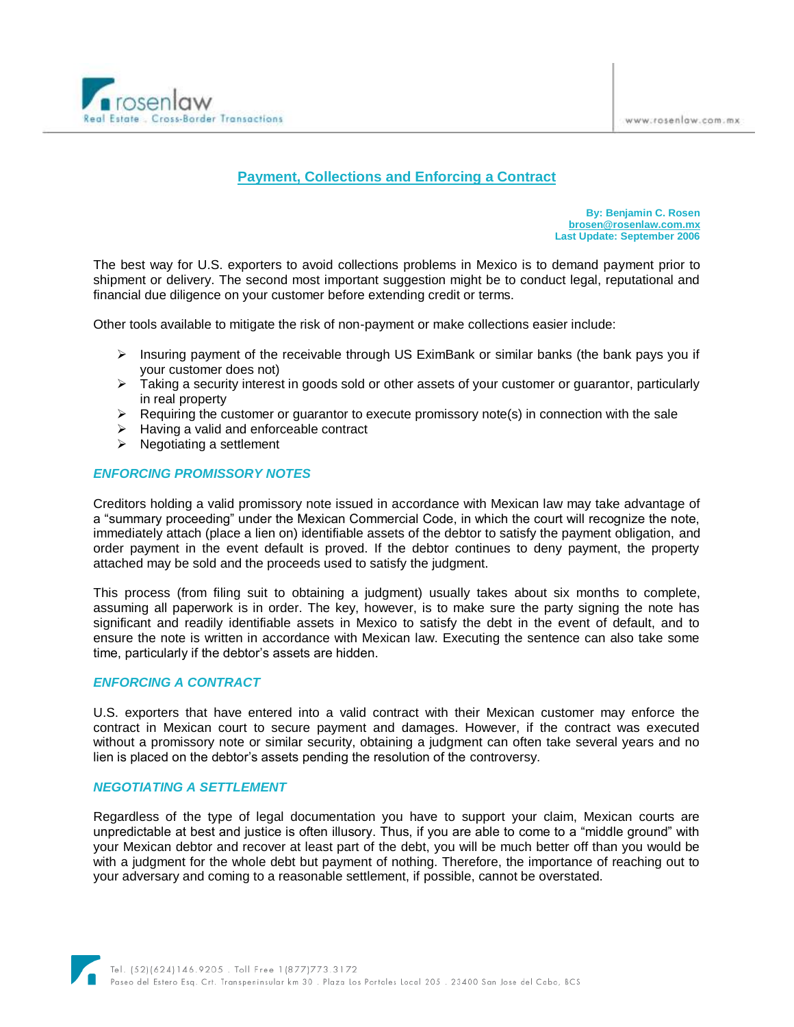# Payment, Collections and Enforcing a Contract

**By: Benjamin C. Rosen**
**brosen@rosenlaw.com.mx**
**Last Update: September 2006**

The best way for U.S. exporters to avoid collections problems in Mexico is to demand payment prior to shipment or delivery. The second most important suggestion might be to conduct legal, reputational and financial due diligence on your customer before extending credit or terms.

Other tools available to mitigate the risk of non-payment or make collections easier include:

- Insuring payment of the receivable through US EximBank or similar banks (the bank pays you if your customer does not)
- Taking a security interest in goods sold or other assets of your customer or guarantor, particularly in real property
- Requiring the customer or guarantor to execute promissory note(s) in connection with the sale
- Having a valid and enforceable contract
- Negotiating a settlement

## *ENFORCING PROMISSORY NOTES*

Creditors holding a valid promissory note issued in accordance with Mexican law may take advantage of a "summary proceeding" under the Mexican Commercial Code, in which the court will recognize the note, immediately attach (place a lien on) identifiable assets of the debtor to satisfy the payment obligation, and order payment in the event default is proved. If the debtor continues to deny payment, the property attached may be sold and the proceeds used to satisfy the judgment.

This process (from filing suit to obtaining a judgment) usually takes about six months to complete, assuming all paperwork is in order. The key, however, is to make sure the party signing the note has significant and readily identifiable assets in Mexico to satisfy the debt in the event of default, and to ensure the note is written in accordance with Mexican law. Executing the sentence can also take some time, particularly if the debtor's assets are hidden.

## *ENFORCING A CONTRACT*

U.S. exporters that have entered into a valid contract with their Mexican customer may enforce the contract in Mexican court to secure payment and damages. However, if the contract was executed without a promissory note or similar security, obtaining a judgment can often take several years and no lien is placed on the debtor's assets pending the resolution of the controversy.

## *NEGOTIATING A SETTLEMENT*

Regardless of the type of legal documentation you have to support your claim, Mexican courts are unpredictable at best and justice is often illusory. Thus, if you are able to come to a "middle ground" with your Mexican debtor and recover at least part of the debt, you will be much better off than you would be with a judgment for the whole debt but payment of nothing. Therefore, the importance of reaching out to your adversary and coming to a reasonable settlement, if possible, cannot be overstated.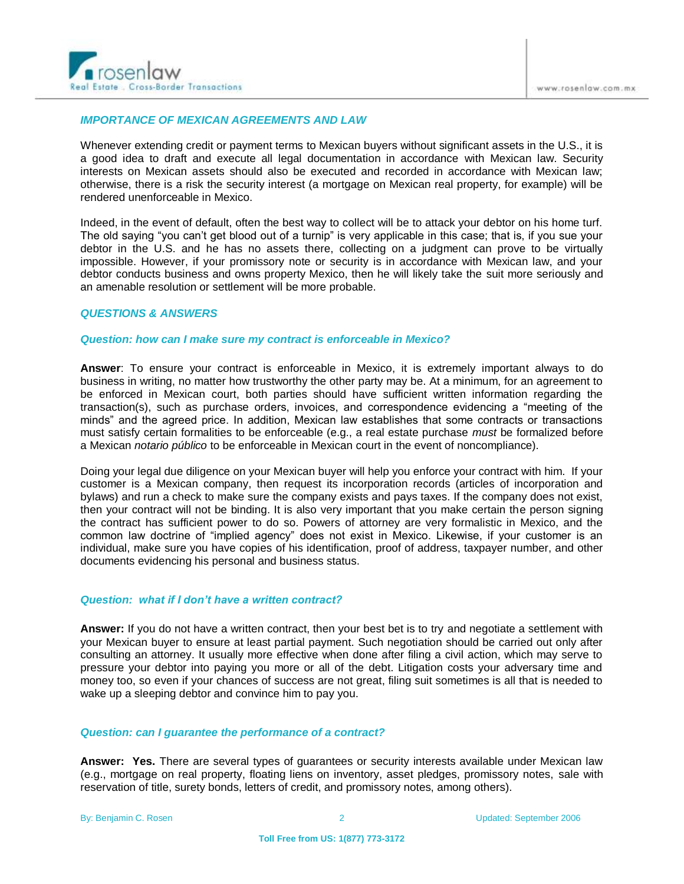## *IMPORTANCE OF MEXICAN AGREEMENTS AND LAW*

Whenever extending credit or payment terms to Mexican buyers without significant assets in the U.S., it is a good idea to draft and execute all legal documentation in accordance with Mexican law. Security interests on Mexican assets should also be executed and recorded in accordance with Mexican law; otherwise, there is a risk the security interest (a mortgage on Mexican real property, for example) will be rendered unenforceable in Mexico.

Indeed, in the event of default, often the best way to collect will be to attack your debtor on his home turf. The old saying "you can't get blood out of a turnip" is very applicable in this case; that is, if you sue your debtor in the U.S. and he has no assets there, collecting on a judgment can prove to be virtually impossible. However, if your promissory note or security is in accordance with Mexican law, and your debtor conducts business and owns property Mexico, then he will likely take the suit more seriously and an amenable resolution or settlement will be more probable.

## *QUESTIONS & ANSWERS*

### *Question: how can I make sure my contract is enforceable in Mexico?*

**Answer**: To ensure your contract is enforceable in Mexico, it is extremely important always to do business in writing, no matter how trustworthy the other party may be. At a minimum, for an agreement to be enforced in Mexican court, both parties should have sufficient written information regarding the transaction(s), such as purchase orders, invoices, and correspondence evidencing a "meeting of the minds" and the agreed price. In addition, Mexican law establishes that some contracts or transactions must satisfy certain formalities to be enforceable (e.g., a real estate purchase *must* be formalized before a Mexican *notario público* to be enforceable in Mexican court in the event of noncompliance).

Doing your legal due diligence on your Mexican buyer will help you enforce your contract with him. If your customer is a Mexican company, then request its incorporation records (articles of incorporation and bylaws) and run a check to make sure the company exists and pays taxes. If the company does not exist, then your contract will not be binding. It is also very important that you make certain the person signing the contract has sufficient power to do so. Powers of attorney are very formalistic in Mexico, and the common law doctrine of "implied agency" does not exist in Mexico. Likewise, if your customer is an individual, make sure you have copies of his identification, proof of address, taxpayer number, and other documents evidencing his personal and business status.

### *Question: what if I don't have a written contract?*

**Answer:** If you do not have a written contract, then your best bet is to try and negotiate a settlement with your Mexican buyer to ensure at least partial payment. Such negotiation should be carried out only after consulting an attorney. It usually more effective when done after filing a civil action, which may serve to pressure your debtor into paying you more or all of the debt. Litigation costs your adversary time and money too, so even if your chances of success are not great, filing suit sometimes is all that is needed to wake up a sleeping debtor and convince him to pay you.

### *Question: can I guarantee the performance of a contract?*

**Answer: Yes.** There are several types of guarantees or security interests available under Mexican law (e.g., mortgage on real property, floating liens on inventory, asset pledges, promissory notes, sale with reservation of title, surety bonds, letters of credit, and promissory notes, among others).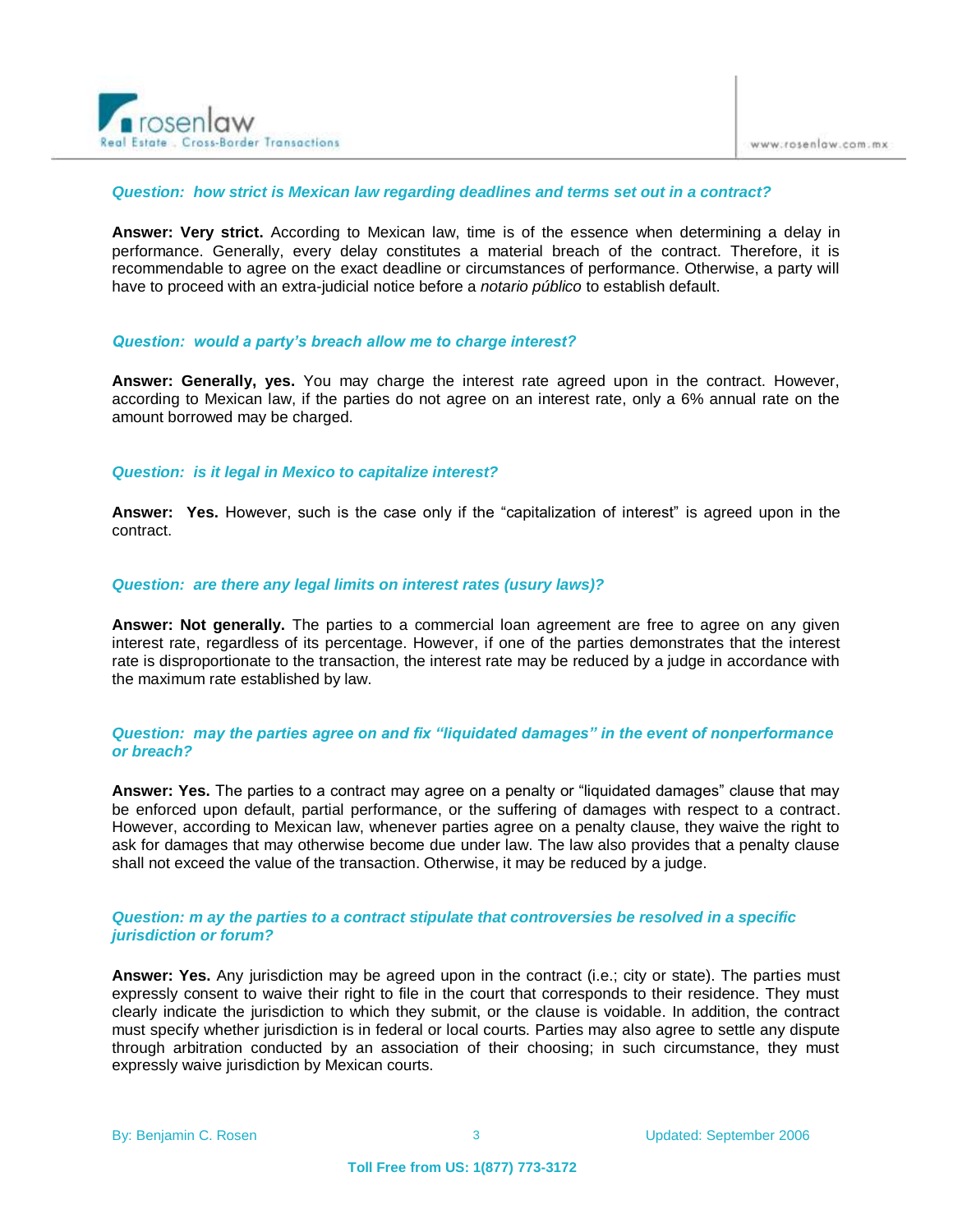***Question: how strict is Mexican law regarding deadlines and terms set out in a contract?***

**Answer: Very strict.** According to Mexican law, time is of the essence when determining a delay in performance. Generally, every delay constitutes a material breach of the contract. Therefore, it is recommendable to agree on the exact deadline or circumstances of performance. Otherwise, a party will have to proceed with an extra-judicial notice before a *notario público* to establish default.

***Question: would a party's breach allow me to charge interest?***

**Answer: Generally, yes.** You may charge the interest rate agreed upon in the contract. However, according to Mexican law, if the parties do not agree on an interest rate, only a 6% annual rate on the amount borrowed may be charged.

***Question: is it legal in Mexico to capitalize interest?***

**Answer: Yes.** However, such is the case only if the "capitalization of interest" is agreed upon in the contract.

***Question: are there any legal limits on interest rates (usury laws)?***

**Answer: Not generally.** The parties to a commercial loan agreement are free to agree on any given interest rate, regardless of its percentage. However, if one of the parties demonstrates that the interest rate is disproportionate to the transaction, the interest rate may be reduced by a judge in accordance with the maximum rate established by law.

***Question: may the parties agree on and fix "liquidated damages" in the event of nonperformance or breach?***

**Answer: Yes.** The parties to a contract may agree on a penalty or "liquidated damages" clause that may be enforced upon default, partial performance, or the suffering of damages with respect to a contract. However, according to Mexican law, whenever parties agree on a penalty clause, they waive the right to ask for damages that may otherwise become due under law. The law also provides that a penalty clause shall not exceed the value of the transaction. Otherwise, it may be reduced by a judge.

***Question: m ay the parties to a contract stipulate that controversies be resolved in a specific jurisdiction or forum?***

**Answer: Yes.** Any jurisdiction may be agreed upon in the contract (i.e.; city or state). The parties must expressly consent to waive their right to file in the court that corresponds to their residence. They must clearly indicate the jurisdiction to which they submit, or the clause is voidable. In addition, the contract must specify whether jurisdiction is in federal or local courts. Parties may also agree to settle any dispute through arbitration conducted by an association of their choosing; in such circumstance, they must expressly waive jurisdiction by Mexican courts.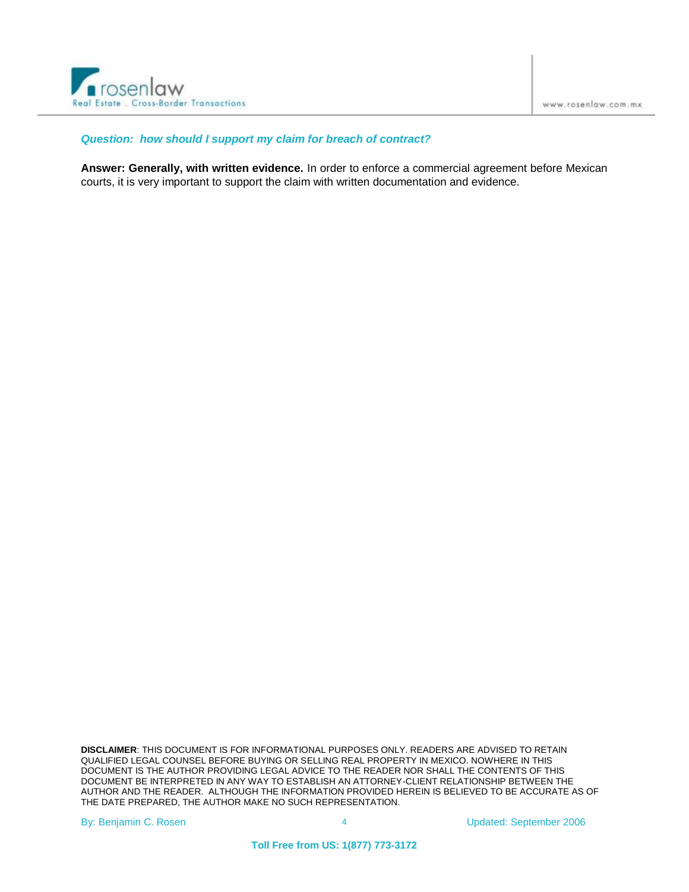***Question: how should I support my claim for breach of contract?***

**Answer: Generally, with written evidence.** In order to enforce a commercial agreement before Mexican courts, it is very important to support the claim with written documentation and evidence.

**DISCLAIMER**: THIS DOCUMENT IS FOR INFORMATIONAL PURPOSES ONLY. READERS ARE ADVISED TO RETAIN QUALIFIED LEGAL COUNSEL BEFORE BUYING OR SELLING REAL PROPERTY IN MEXICO. NOWHERE IN THIS DOCUMENT IS THE AUTHOR PROVIDING LEGAL ADVICE TO THE READER NOR SHALL THE CONTENTS OF THIS DOCUMENT BE INTERPRETED IN ANY WAY TO ESTABLISH AN ATTORNEY-CLIENT RELATIONSHIP BETWEEN THE AUTHOR AND THE READER. ALTHOUGH THE INFORMATION PROVIDED HEREIN IS BELIEVED TO BE ACCURATE AS OF THE DATE PREPARED, THE AUTHOR MAKE NO SUCH REPRESENTATION.